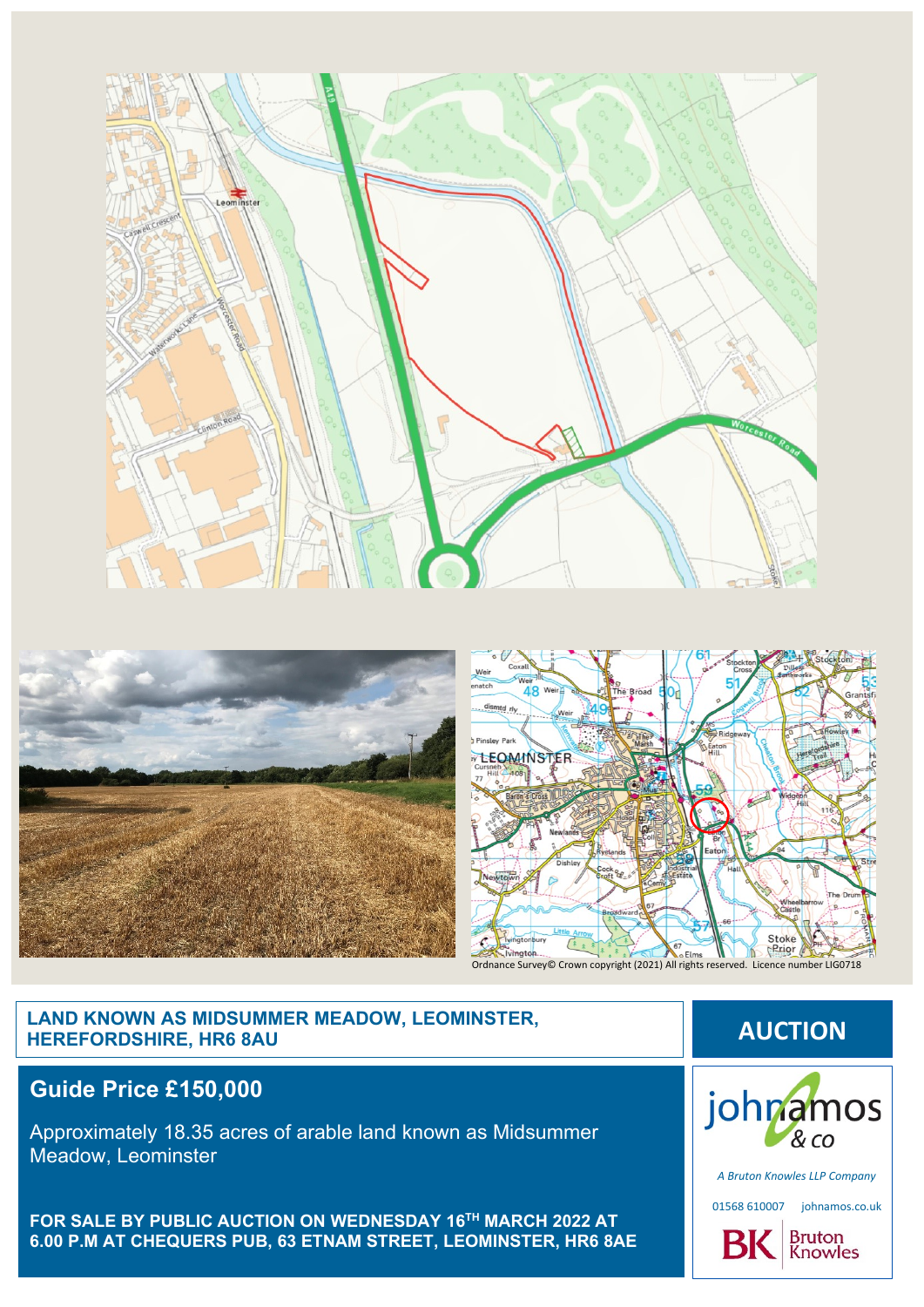Ordnance Survey© Crown copyright (2021) All rights reserved. Licence number LIG0718

## LAND KNOWN AS MIDSUMMER MEADOW, LEOMINSTER, HEREFORDSHIRE, HR6 8AU

**AUCTION**

## Guide Price £150,000

Approximately 18.35 acres of arable land known as Midsummer Meadow, Leominster

**FOR SALE BY PUBLIC AUCTION ON WEDNESDAY 16TH MARCH 2022 AT 6.00 P.M AT CHEQUERS PUB, 63 ETNAM STREET, LEOMINSTER, HR6 8AE**

johnamos & co

*A Bruton Knowles LLP Company*

01568 610007 johnamos.co.uk

BK Bruton Knowles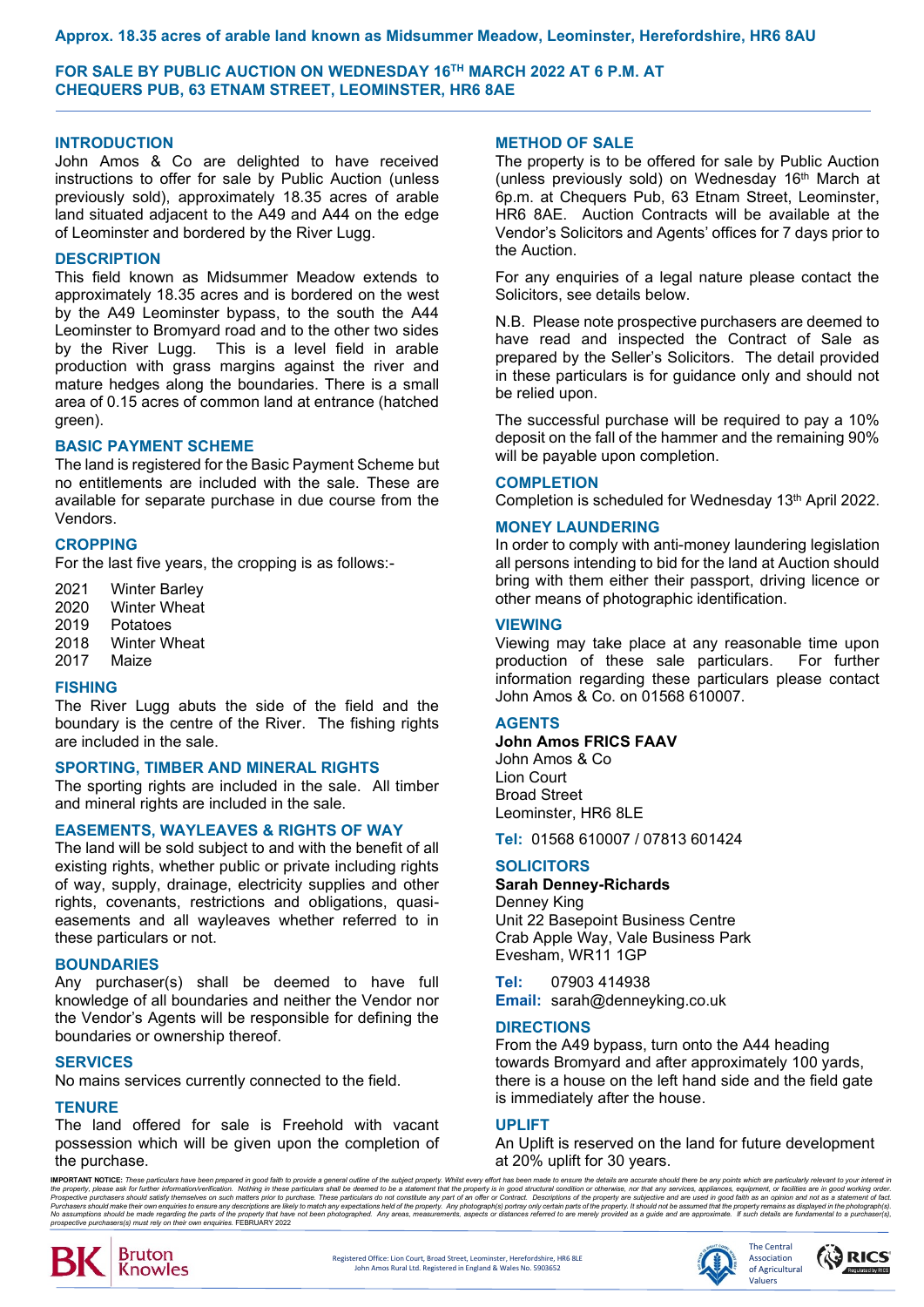**Approx. 18.35 acres of arable land known as Midsummer Meadow, Leominster, Herefordshire, HR6 8AU**

**FOR SALE BY PUBLIC AUCTION ON WEDNESDAY 16TH MARCH 2022 AT 6 P.M. AT CHEQUERS PUB, 63 ETNAM STREET, LEOMINSTER, HR6 8AE**

## INTRODUCTION

John Amos & Co are delighted to have received instructions to offer for sale by Public Auction (unless previously sold), approximately 18.35 acres of arable land situated adjacent to the A49 and A44 on the edge of Leominster and bordered by the River Lugg.

## DESCRIPTION

This field known as Midsummer Meadow extends to approximately 18.35 acres and is bordered on the west by the A49 Leominster bypass, to the south the A44 Leominster to Bromyard road and to the other two sides by the River Lugg. This is a level field in arable production with grass margins against the river and mature hedges along the boundaries. There is a small area of 0.15 acres of common land at entrance (hatched green).

## BASIC PAYMENT SCHEME

The land is registered for the Basic Payment Scheme but no entitlements are included with the sale. These are available for separate purchase in due course from the Vendors.

## CROPPING

For the last five years, the cropping is as follows:-

| | |
|---|---|
| 2021 | Winter Barley |
| 2020 | Winter Wheat |
| 2019 | Potatoes |
| 2018 | Winter Wheat |
| 2017 | Maize |

## FISHING

The River Lugg abuts the side of the field and the boundary is the centre of the River. The fishing rights are included in the sale.

## SPORTING, TIMBER AND MINERAL RIGHTS

The sporting rights are included in the sale. All timber and mineral rights are included in the sale.

## EASEMENTS, WAYLEAVES & RIGHTS OF WAY

The land will be sold subject to and with the benefit of all existing rights, whether public or private including rights of way, supply, drainage, electricity supplies and other rights, covenants, restrictions and obligations, quasi-easements and all wayleaves whether referred to in these particulars or not.

## BOUNDARIES

Any purchaser(s) shall be deemed to have full knowledge of all boundaries and neither the Vendor nor the Vendor's Agents will be responsible for defining the boundaries or ownership thereof.

## SERVICES

No mains services currently connected to the field.

## TENURE

The land offered for sale is Freehold with vacant possession which will be given upon the completion of the purchase.

## METHOD OF SALE

The property is to be offered for sale by Public Auction (unless previously sold) on Wednesday 16th March at 6p.m. at Chequers Pub, 63 Etnam Street, Leominster, HR6 8AE. Auction Contracts will be available at the Vendor's Solicitors and Agents' offices for 7 days prior to the Auction.

For any enquiries of a legal nature please contact the Solicitors, see details below.

N.B. Please note prospective purchasers are deemed to have read and inspected the Contract of Sale as prepared by the Seller's Solicitors. The detail provided in these particulars is for guidance only and should not be relied upon.

The successful purchase will be required to pay a 10% deposit on the fall of the hammer and the remaining 90% will be payable upon completion.

## COMPLETION

Completion is scheduled for Wednesday 13th April 2022.

## MONEY LAUNDERING

In order to comply with anti-money laundering legislation all persons intending to bid for the land at Auction should bring with them either their passport, driving licence or other means of photographic identification.

## VIEWING

Viewing may take place at any reasonable time upon production of these sale particulars. For further information regarding these particulars please contact John Amos & Co. on 01568 610007.

## AGENTS

**John Amos FRICS FAAV**
John Amos & Co
Lion Court
Broad Street
Leominster, HR6 8LE

**Tel:** 01568 610007 / 07813 601424

## SOLICITORS

**Sarah Denney-Richards**
Denney King
Unit 22 Basepoint Business Centre
Crab Apple Way, Vale Business Park
Evesham, WR11 1GP

**Tel:** 07903 414938
**Email:** sarah@denneyking.co.uk

## DIRECTIONS

From the A49 bypass, turn onto the A44 heading towards Bromyard and after approximately 100 yards, there is a house on the left hand side and the field gate is immediately after the house.

## UPLIFT

An Uplift is reserved on the land for future development at 20% uplift for 30 years.

**IMPORTANT NOTICE:** *These particulars have been prepared in good faith to provide a general outline of the subject property. Whilst every effort has been made to ensure the details are accurate should there be any points which are particularly relevant to your interest in the property, please ask for further information/verification. Nothing in these particulars shall be deemed to be a statement that the property is in good structural condition or otherwise, nor that any services, appliances, equipment, or facilities are in good working order. Prospective purchasers should satisfy themselves on such matters prior to purchase. These particulars do not constitute any part of an offer or Contract. Descriptions of the property are subjective and are used in good faith as an opinion and not as a statement of fact. Purchasers should make their own enquiries to ensure any descriptions are likely to match any expectations held of the property. Any photograph(s) portray only certain parts of the property. It should not be assumed that the property remains as displayed in the photograph(s). No assumptions should be made regarding the parts of the property that have not been photographed. Any areas, measurements, aspects or distances referred to are merely provided as a guide and are approximate. If such details are fundamental to a purchaser(s), prospective purchasers(s) must rely on their own enquiries.* FEBRUARY 2022

Registered Office: Lion Court, Broad Street, Leominster, Herefordshire, HR6 8LE
John Amos Rural Ltd. Registered in England & Wales No. 5903652